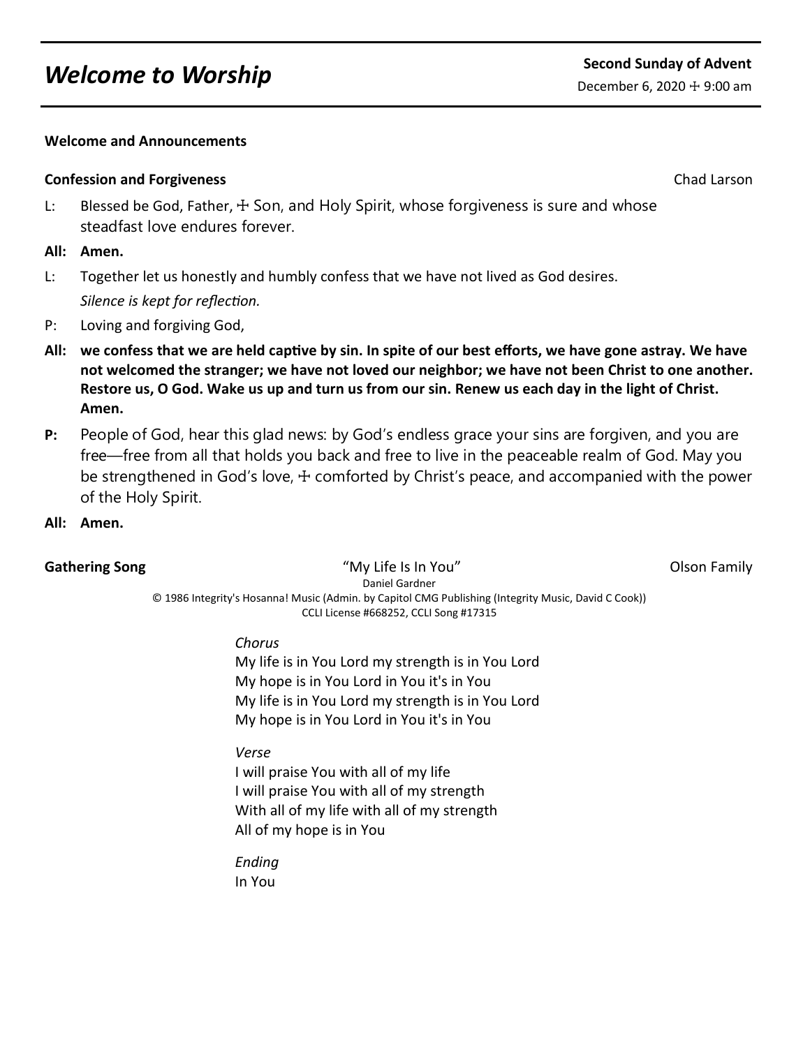# *Welcome to Worship*

**Second Sunday of Advent**
December 6, 2020 ☩ 9:00 am

**Welcome and Announcements**

**Confession and Forgiveness** Chad Larson

L: Blessed be God, Father, ☩ Son, and Holy Spirit, whose forgiveness is sure and whose steadfast love endures forever.

**All: Amen.**

L: Together let us honestly and humbly confess that we have not lived as God desires.
*Silence is kept for reflection.*

P: Loving and forgiving God,

**All: we confess that we are held captive by sin. In spite of our best efforts, we have gone astray. We have not welcomed the stranger; we have not loved our neighbor; we have not been Christ to one another. Restore us, O God. Wake us up and turn us from our sin. Renew us each day in the light of Christ. Amen.**

**P:** People of God, hear this glad news: by God's endless grace your sins are forgiven, and you are free—free from all that holds you back and free to live in the peaceable realm of God. May you be strengthened in God's love, ☩ comforted by Christ's peace, and accompanied with the power of the Holy Spirit.

**All: Amen.**

**Gathering Song** "My Life Is In You" Olson Family

Daniel Gardner
© 1986 Integrity's Hosanna! Music (Admin. by Capitol CMG Publishing (Integrity Music, David C Cook))
CCLI License #668252, CCLI Song #17315

*Chorus*
My life is in You Lord my strength is in You Lord
My hope is in You Lord in You it's in You
My life is in You Lord my strength is in You Lord
My hope is in You Lord in You it's in You

*Verse*
I will praise You with all of my life
I will praise You with all of my strength
With all of my life with all of my strength
All of my hope is in You

*Ending*
In You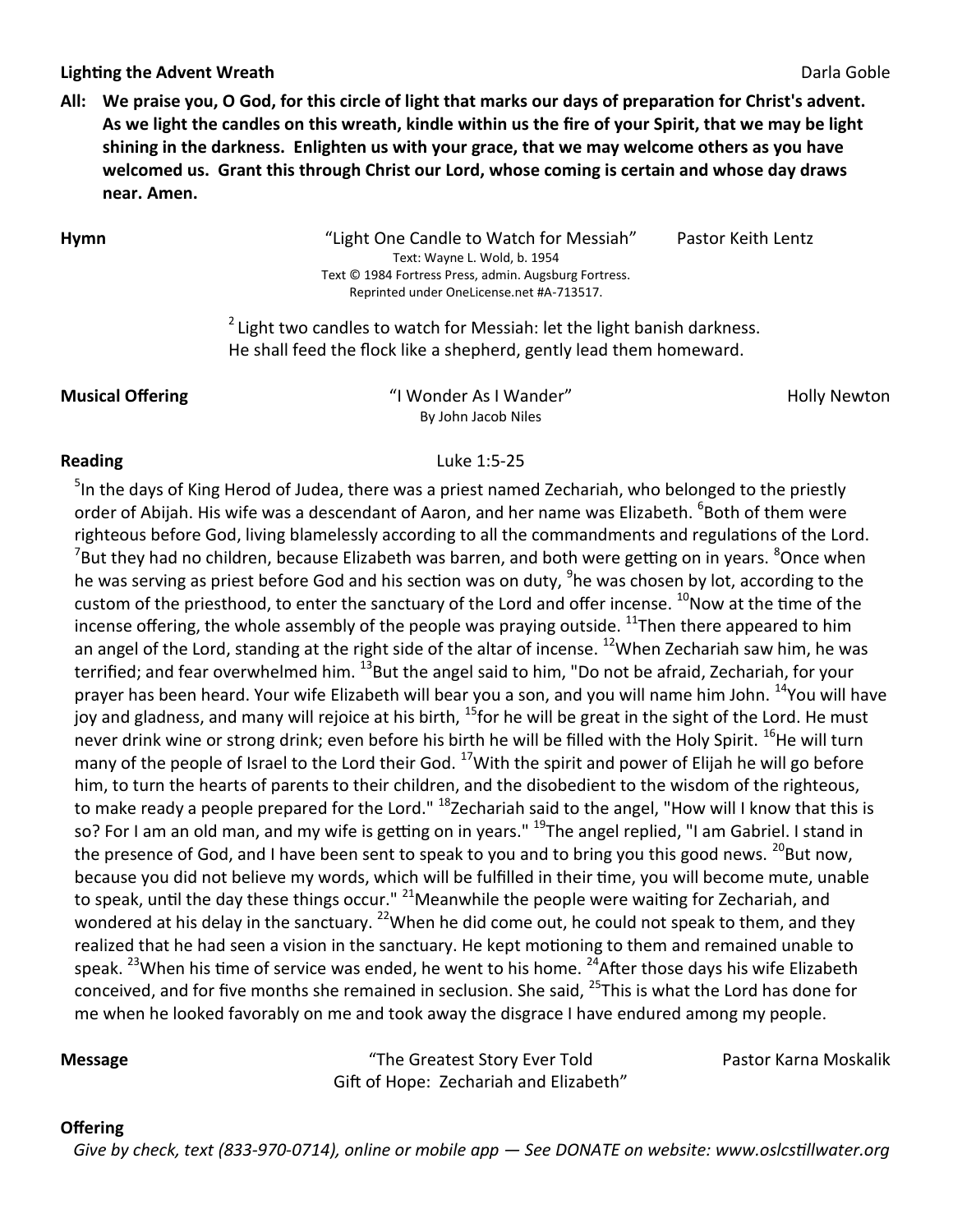**Lighting the Advent Wreath** Darla Goble

**All: We praise you, O God, for this circle of light that marks our days of preparation for Christ's advent. As we light the candles on this wreath, kindle within us the fire of your Spirit, that we may be light shining in the darkness. Enlighten us with your grace, that we may welcome others as you have welcomed us. Grant this through Christ our Lord, whose coming is certain and whose day draws near. Amen.**

**Hymn** "Light One Candle to Watch for Messiah" Pastor Keith Lentz

Text: Wayne L. Wold, b. 1954
Text © 1984 Fortress Press, admin. Augsburg Fortress.
Reprinted under OneLicense.net #A-713517.

[2] Light two candles to watch for Messiah: let the light banish darkness.
He shall feed the flock like a shepherd, gently lead them homeward.

**Musical Offering** "I Wonder As I Wander" Holly Newton

By John Jacob Niles

**Reading** Luke 1:5-25

[5]In the days of King Herod of Judea, there was a priest named Zechariah, who belonged to the priestly order of Abijah. His wife was a descendant of Aaron, and her name was Elizabeth. [6]Both of them were righteous before God, living blamelessly according to all the commandments and regulations of the Lord. [7]But they had no children, because Elizabeth was barren, and both were getting on in years. [8]Once when he was serving as priest before God and his section was on duty, [9]he was chosen by lot, according to the custom of the priesthood, to enter the sanctuary of the Lord and offer incense. [10]Now at the time of the incense offering, the whole assembly of the people was praying outside. [11]Then there appeared to him an angel of the Lord, standing at the right side of the altar of incense. [12]When Zechariah saw him, he was terrified; and fear overwhelmed him. [13]But the angel said to him, "Do not be afraid, Zechariah, for your prayer has been heard. Your wife Elizabeth will bear you a son, and you will name him John. [14]You will have joy and gladness, and many will rejoice at his birth, [15]for he will be great in the sight of the Lord. He must never drink wine or strong drink; even before his birth he will be filled with the Holy Spirit. [16]He will turn many of the people of Israel to the Lord their God. [17]With the spirit and power of Elijah he will go before him, to turn the hearts of parents to their children, and the disobedient to the wisdom of the righteous, to make ready a people prepared for the Lord." [18]Zechariah said to the angel, "How will I know that this is so? For I am an old man, and my wife is getting on in years." [19]The angel replied, "I am Gabriel. I stand in the presence of God, and I have been sent to speak to you and to bring you this good news. [20]But now, because you did not believe my words, which will be fulfilled in their time, you will become mute, unable to speak, until the day these things occur." [21]Meanwhile the people were waiting for Zechariah, and wondered at his delay in the sanctuary. [22]When he did come out, he could not speak to them, and they realized that he had seen a vision in the sanctuary. He kept motioning to them and remained unable to speak. [23]When his time of service was ended, he went to his home. [24]After those days his wife Elizabeth conceived, and for five months she remained in seclusion. She said, [25]This is what the Lord has done for me when he looked favorably on me and took away the disgrace I have endured among my people.

**Message** "The Greatest Story Ever Told Pastor Karna Moskalik
Gift of Hope: Zechariah and Elizabeth"

**Offering**

*Give by check, text (833-970-0714), online or mobile app — See DONATE on website: www.oslcstillwater.org*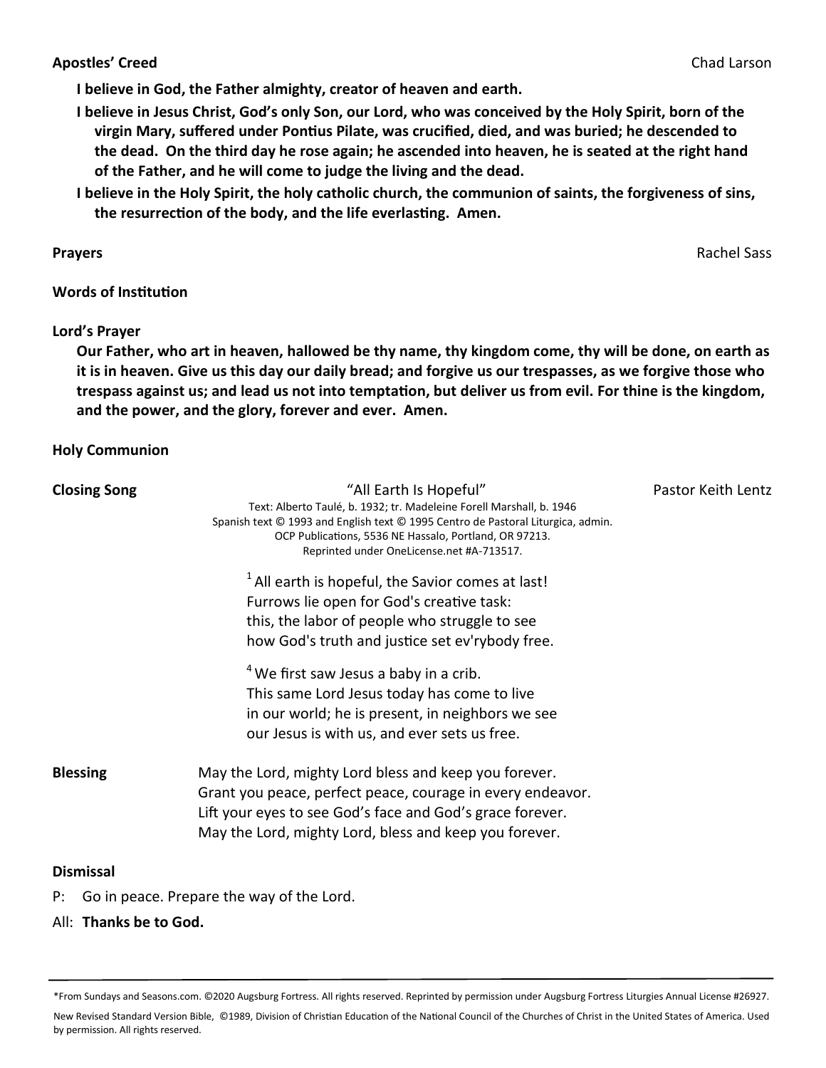**Apostles' Creed** Chad Larson

**I believe in God, the Father almighty, creator of heaven and earth.**

**I believe in Jesus Christ, God's only Son, our Lord, who was conceived by the Holy Spirit, born of the virgin Mary, suffered under Pontius Pilate, was crucified, died, and was buried; he descended to the dead. On the third day he rose again; he ascended into heaven, he is seated at the right hand of the Father, and he will come to judge the living and the dead.**

**I believe in the Holy Spirit, the holy catholic church, the communion of saints, the forgiveness of sins, the resurrection of the body, and the life everlasting. Amen.**

**Prayers** Rachel Sass

**Words of Institution**

**Lord's Prayer**

**Our Father, who art in heaven, hallowed be thy name, thy kingdom come, thy will be done, on earth as it is in heaven. Give us this day our daily bread; and forgive us our trespasses, as we forgive those who trespass against us; and lead us not into temptation, but deliver us from evil. For thine is the kingdom, and the power, and the glory, forever and ever. Amen.**

**Holy Communion**

**Closing Song** "All Earth Is Hopeful" Pastor Keith Lentz

Text: Alberto Taulé, b. 1932; tr. Madeleine Forell Marshall, b. 1946
Spanish text © 1993 and English text © 1995 Centro de Pastoral Liturgica, admin.
OCP Publications, 5536 NE Hassalo, Portland, OR 97213.
Reprinted under OneLicense.net #A-713517.

[1] All earth is hopeful, the Savior comes at last!
Furrows lie open for God's creative task:
this, the labor of people who struggle to see
how God's truth and justice set ev'rybody free.

[4] We first saw Jesus a baby in a crib.
This same Lord Jesus today has come to live
in our world; he is present, in neighbors we see
our Jesus is with us, and ever sets us free.

**Blessing**

May the Lord, mighty Lord bless and keep you forever.
Grant you peace, perfect peace, courage in every endeavor.
Lift your eyes to see God's face and God's grace forever.
May the Lord, mighty Lord, bless and keep you forever.

**Dismissal**

P: Go in peace. Prepare the way of the Lord.

All: **Thanks be to God.**

---

*From Sundays and Seasons.com. ©2020 Augsburg Fortress. All rights reserved. Reprinted by permission under Augsburg Fortress Liturgies Annual License #26927.

New Revised Standard Version Bible, ©1989, Division of Christian Education of the National Council of the Churches of Christ in the United States of America. Used by permission. All rights reserved.